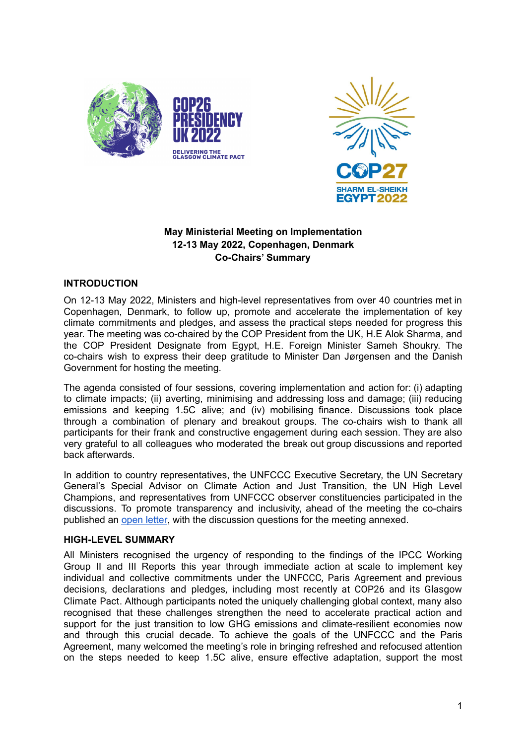**May Ministerial Meeting on Implementation**
**12-13 May 2022, Copenhagen, Denmark**
**Co-Chairs' Summary**

## INTRODUCTION

On 12-13 May 2022, Ministers and high-level representatives from over 40 countries met in Copenhagen, Denmark, to follow up, promote and accelerate the implementation of key climate commitments and pledges, and assess the practical steps needed for progress this year. The meeting was co-chaired by the COP President from the UK, H.E Alok Sharma, and the COP President Designate from Egypt, H.E. Foreign Minister Sameh Shoukry. The co-chairs wish to express their deep gratitude to Minister Dan Jørgensen and the Danish Government for hosting the meeting.

The agenda consisted of four sessions, covering implementation and action for: (i) adapting to climate impacts; (ii) averting, minimising and addressing loss and damage; (iii) reducing emissions and keeping 1.5C alive; and (iv) mobilising finance. Discussions took place through a combination of plenary and breakout groups. The co-chairs wish to thank all participants for their frank and constructive engagement during each session. They are also very grateful to all colleagues who moderated the break out group discussions and reported back afterwards.

In addition to country representatives, the UNFCCC Executive Secretary, the UN Secretary General's Special Advisor on Climate Action and Just Transition, the UN High Level Champions, and representatives from UNFCCC observer constituencies participated in the discussions. To promote transparency and inclusivity, ahead of the meeting the co-chairs published an open letter, with the discussion questions for the meeting annexed.

## HIGH-LEVEL SUMMARY

All Ministers recognised the urgency of responding to the findings of the IPCC Working Group II and III Reports this year through immediate action at scale to implement key individual and collective commitments under the UNFCCC, Paris Agreement and previous decisions, declarations and pledges, including most recently at COP26 and its Glasgow Climate Pact. Although participants noted the uniquely challenging global context, many also recognised that these challenges strengthen the need to accelerate practical action and support for the just transition to low GHG emissions and climate-resilient economies now and through this crucial decade. To achieve the goals of the UNFCCC and the Paris Agreement, many welcomed the meeting's role in bringing refreshed and refocused attention on the steps needed to keep 1.5C alive, ensure effective adaptation, support the most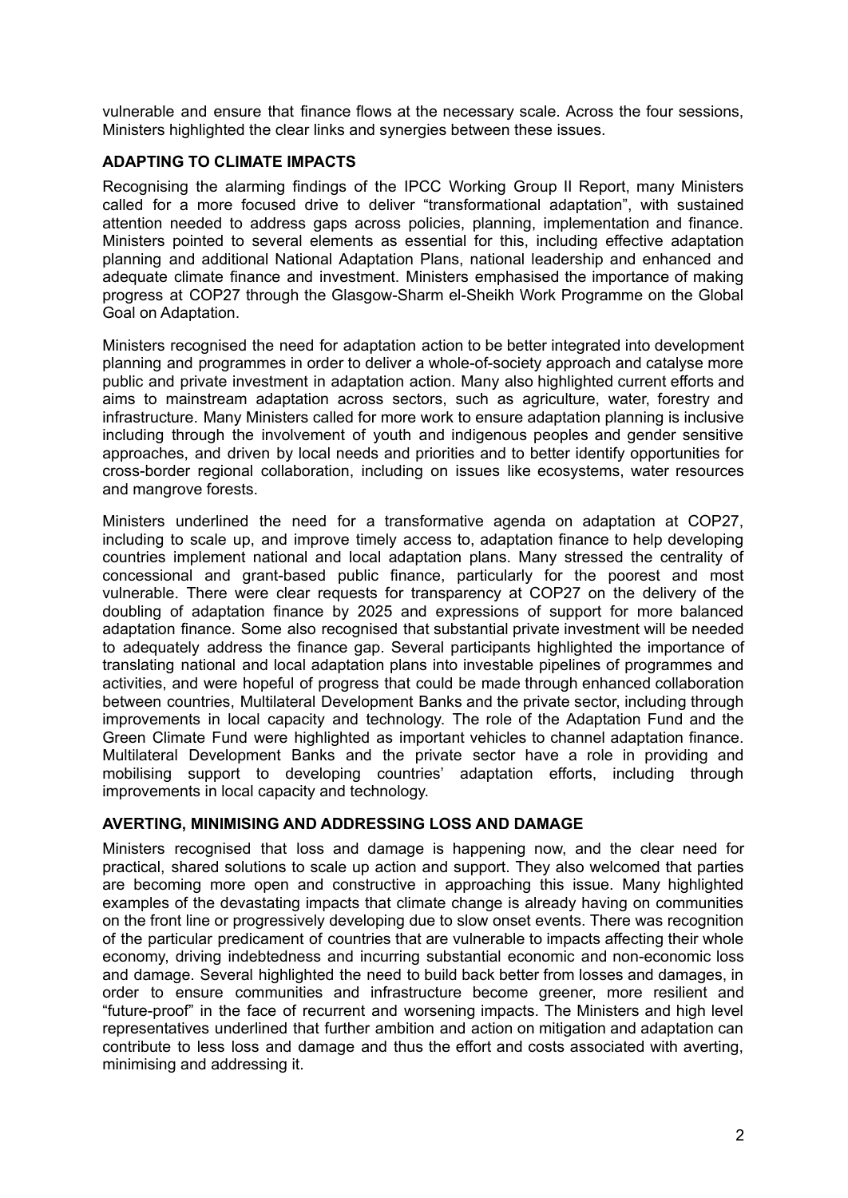vulnerable and ensure that finance flows at the necessary scale. Across the four sessions, Ministers highlighted the clear links and synergies between these issues.

## ADAPTING TO CLIMATE IMPACTS

Recognising the alarming findings of the IPCC Working Group II Report, many Ministers called for a more focused drive to deliver "transformational adaptation", with sustained attention needed to address gaps across policies, planning, implementation and finance. Ministers pointed to several elements as essential for this, including effective adaptation planning and additional National Adaptation Plans, national leadership and enhanced and adequate climate finance and investment. Ministers emphasised the importance of making progress at COP27 through the Glasgow-Sharm el-Sheikh Work Programme on the Global Goal on Adaptation.

Ministers recognised the need for adaptation action to be better integrated into development planning and programmes in order to deliver a whole-of-society approach and catalyse more public and private investment in adaptation action. Many also highlighted current efforts and aims to mainstream adaptation across sectors, such as agriculture, water, forestry and infrastructure. Many Ministers called for more work to ensure adaptation planning is inclusive including through the involvement of youth and indigenous peoples and gender sensitive approaches, and driven by local needs and priorities and to better identify opportunities for cross-border regional collaboration, including on issues like ecosystems, water resources and mangrove forests.

Ministers underlined the need for a transformative agenda on adaptation at COP27, including to scale up, and improve timely access to, adaptation finance to help developing countries implement national and local adaptation plans. Many stressed the centrality of concessional and grant-based public finance, particularly for the poorest and most vulnerable. There were clear requests for transparency at COP27 on the delivery of the doubling of adaptation finance by 2025 and expressions of support for more balanced adaptation finance. Some also recognised that substantial private investment will be needed to adequately address the finance gap. Several participants highlighted the importance of translating national and local adaptation plans into investable pipelines of programmes and activities, and were hopeful of progress that could be made through enhanced collaboration between countries, Multilateral Development Banks and the private sector, including through improvements in local capacity and technology. The role of the Adaptation Fund and the Green Climate Fund were highlighted as important vehicles to channel adaptation finance. Multilateral Development Banks and the private sector have a role in providing and mobilising support to developing countries' adaptation efforts, including through improvements in local capacity and technology.

## AVERTING, MINIMISING AND ADDRESSING LOSS AND DAMAGE

Ministers recognised that loss and damage is happening now, and the clear need for practical, shared solutions to scale up action and support. They also welcomed that parties are becoming more open and constructive in approaching this issue. Many highlighted examples of the devastating impacts that climate change is already having on communities on the front line or progressively developing due to slow onset events. There was recognition of the particular predicament of countries that are vulnerable to impacts affecting their whole economy, driving indebtedness and incurring substantial economic and non-economic loss and damage. Several highlighted the need to build back better from losses and damages, in order to ensure communities and infrastructure become greener, more resilient and "future-proof" in the face of recurrent and worsening impacts. The Ministers and high level representatives underlined that further ambition and action on mitigation and adaptation can contribute to less loss and damage and thus the effort and costs associated with averting, minimising and addressing it.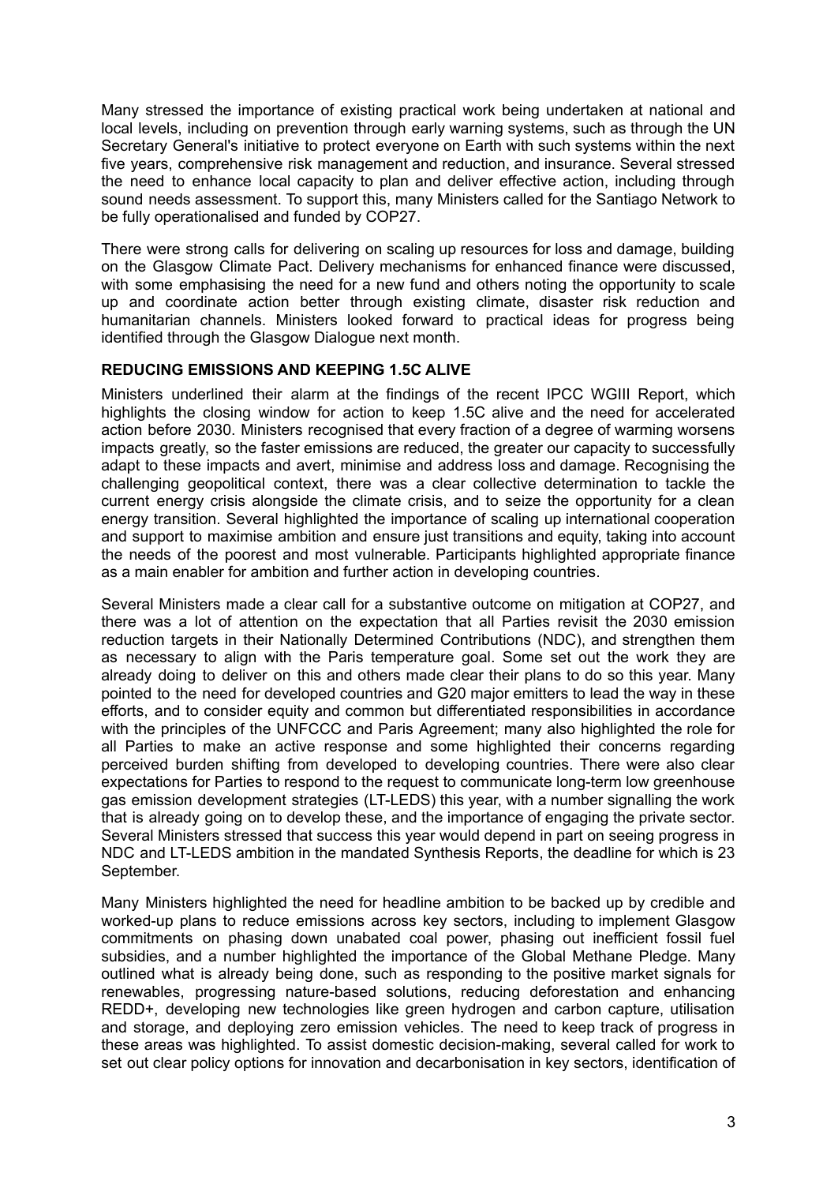Many stressed the importance of existing practical work being undertaken at national and local levels, including on prevention through early warning systems, such as through the UN Secretary General's initiative to protect everyone on Earth with such systems within the next five years, comprehensive risk management and reduction, and insurance. Several stressed the need to enhance local capacity to plan and deliver effective action, including through sound needs assessment. To support this, many Ministers called for the Santiago Network to be fully operationalised and funded by COP27.

There were strong calls for delivering on scaling up resources for loss and damage, building on the Glasgow Climate Pact. Delivery mechanisms for enhanced finance were discussed, with some emphasising the need for a new fund and others noting the opportunity to scale up and coordinate action better through existing climate, disaster risk reduction and humanitarian channels. Ministers looked forward to practical ideas for progress being identified through the Glasgow Dialogue next month.

**REDUCING EMISSIONS AND KEEPING 1.5C ALIVE**

Ministers underlined their alarm at the findings of the recent IPCC WGIII Report, which highlights the closing window for action to keep 1.5C alive and the need for accelerated action before 2030. Ministers recognised that every fraction of a degree of warming worsens impacts greatly, so the faster emissions are reduced, the greater our capacity to successfully adapt to these impacts and avert, minimise and address loss and damage. Recognising the challenging geopolitical context, there was a clear collective determination to tackle the current energy crisis alongside the climate crisis, and to seize the opportunity for a clean energy transition. Several highlighted the importance of scaling up international cooperation and support to maximise ambition and ensure just transitions and equity, taking into account the needs of the poorest and most vulnerable. Participants highlighted appropriate finance as a main enabler for ambition and further action in developing countries.

Several Ministers made a clear call for a substantive outcome on mitigation at COP27, and there was a lot of attention on the expectation that all Parties revisit the 2030 emission reduction targets in their Nationally Determined Contributions (NDC), and strengthen them as necessary to align with the Paris temperature goal. Some set out the work they are already doing to deliver on this and others made clear their plans to do so this year. Many pointed to the need for developed countries and G20 major emitters to lead the way in these efforts, and to consider equity and common but differentiated responsibilities in accordance with the principles of the UNFCCC and Paris Agreement; many also highlighted the role for all Parties to make an active response and some highlighted their concerns regarding perceived burden shifting from developed to developing countries. There were also clear expectations for Parties to respond to the request to communicate long-term low greenhouse gas emission development strategies (LT-LEDS) this year, with a number signalling the work that is already going on to develop these, and the importance of engaging the private sector. Several Ministers stressed that success this year would depend in part on seeing progress in NDC and LT-LEDS ambition in the mandated Synthesis Reports, the deadline for which is 23 September.

Many Ministers highlighted the need for headline ambition to be backed up by credible and worked-up plans to reduce emissions across key sectors, including to implement Glasgow commitments on phasing down unabated coal power, phasing out inefficient fossil fuel subsidies, and a number highlighted the importance of the Global Methane Pledge. Many outlined what is already being done, such as responding to the positive market signals for renewables, progressing nature-based solutions, reducing deforestation and enhancing REDD+, developing new technologies like green hydrogen and carbon capture, utilisation and storage, and deploying zero emission vehicles. The need to keep track of progress in these areas was highlighted. To assist domestic decision-making, several called for work to set out clear policy options for innovation and decarbonisation in key sectors, identification of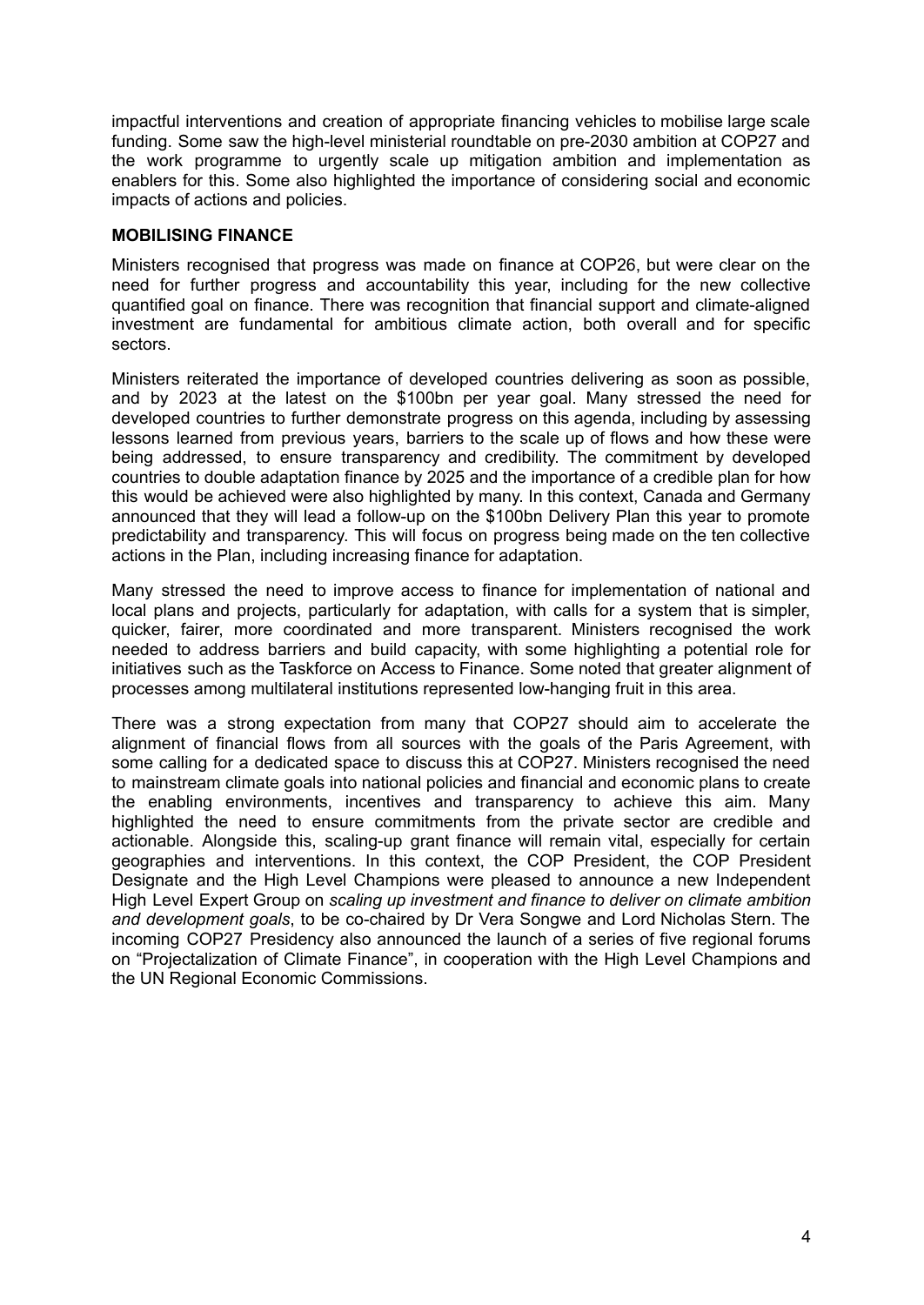impactful interventions and creation of appropriate financing vehicles to mobilise large scale funding. Some saw the high-level ministerial roundtable on pre-2030 ambition at COP27 and the work programme to urgently scale up mitigation ambition and implementation as enablers for this. Some also highlighted the importance of considering social and economic impacts of actions and policies.

**MOBILISING FINANCE**

Ministers recognised that progress was made on finance at COP26, but were clear on the need for further progress and accountability this year, including for the new collective quantified goal on finance. There was recognition that financial support and climate-aligned investment are fundamental for ambitious climate action, both overall and for specific sectors.

Ministers reiterated the importance of developed countries delivering as soon as possible, and by 2023 at the latest on the $100bn per year goal. Many stressed the need for developed countries to further demonstrate progress on this agenda, including by assessing lessons learned from previous years, barriers to the scale up of flows and how these were being addressed, to ensure transparency and credibility. The commitment by developed countries to double adaptation finance by 2025 and the importance of a credible plan for how this would be achieved were also highlighted by many. In this context, Canada and Germany announced that they will lead a follow-up on the $100bn Delivery Plan this year to promote predictability and transparency. This will focus on progress being made on the ten collective actions in the Plan, including increasing finance for adaptation.

Many stressed the need to improve access to finance for implementation of national and local plans and projects, particularly for adaptation, with calls for a system that is simpler, quicker, fairer, more coordinated and more transparent. Ministers recognised the work needed to address barriers and build capacity, with some highlighting a potential role for initiatives such as the Taskforce on Access to Finance. Some noted that greater alignment of processes among multilateral institutions represented low-hanging fruit in this area.

There was a strong expectation from many that COP27 should aim to accelerate the alignment of financial flows from all sources with the goals of the Paris Agreement, with some calling for a dedicated space to discuss this at COP27. Ministers recognised the need to mainstream climate goals into national policies and financial and economic plans to create the enabling environments, incentives and transparency to achieve this aim. Many highlighted the need to ensure commitments from the private sector are credible and actionable. Alongside this, scaling-up grant finance will remain vital, especially for certain geographies and interventions. In this context, the COP President, the COP President Designate and the High Level Champions were pleased to announce a new Independent High Level Expert Group on *scaling up investment and finance to deliver on climate ambition and development goals*, to be co-chaired by Dr Vera Songwe and Lord Nicholas Stern. The incoming COP27 Presidency also announced the launch of a series of five regional forums on “Projectalization of Climate Finance”, in cooperation with the High Level Champions and the UN Regional Economic Commissions.